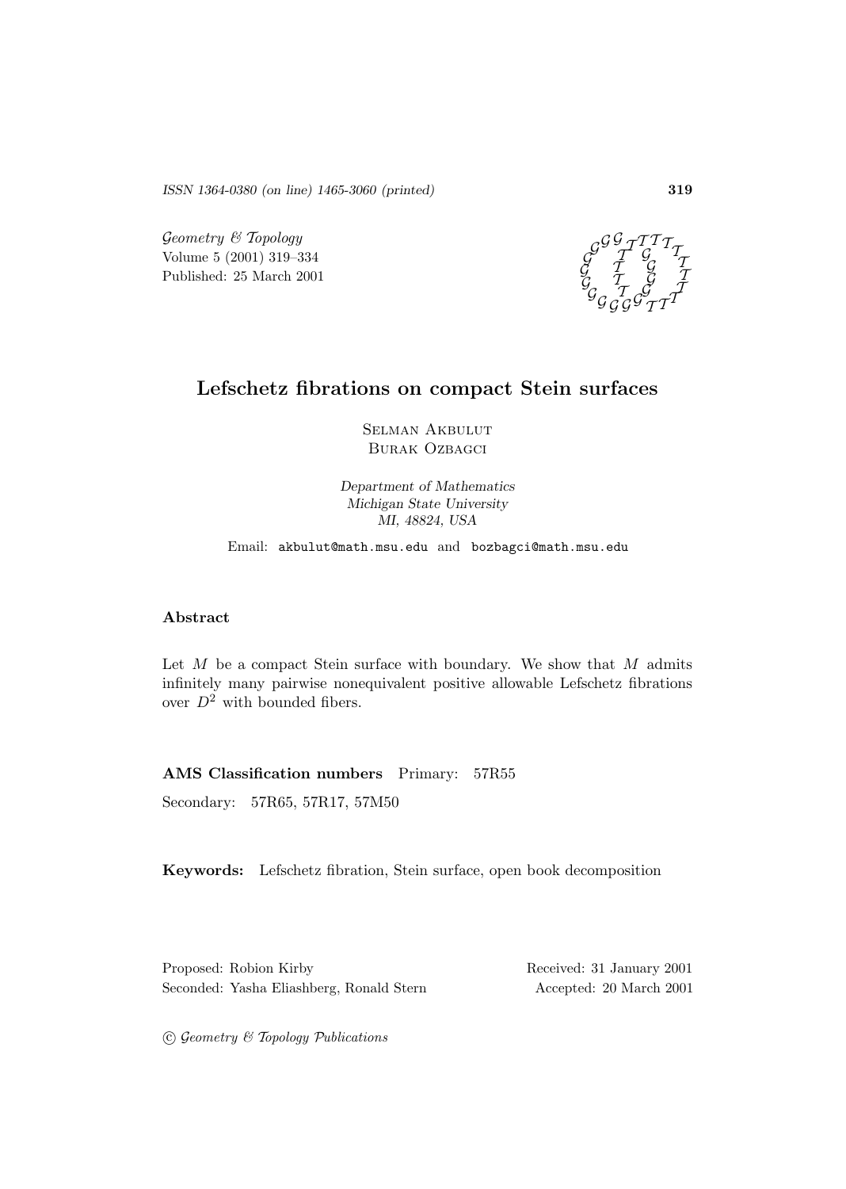ISSN 1364-0380 (on line) 1465-3060 (printed)

*Geometry & Topology*
Volume 5 (2001) 319–334
Published: 25 March 2001

# Lefschetz fibrations on compact Stein surfaces

Selman Akbulut
Burak Ozbagci

*Department of Mathematics*
*Michigan State University*
*MI, 48824, USA*

Email: akbulut@math.msu.edu and bozbagci@math.msu.edu

## Abstract

Let $M$ be a compact Stein surface with boundary. We show that $M$ admits infinitely many pairwise nonequivalent positive allowable Lefschetz fibrations over $D^2$ with bounded fibers.

**AMS Classification numbers** Primary: 57R55

Secondary: 57R65, 57R17, 57M50

**Keywords:** Lefschetz fibration, Stein surface, open book decomposition

Proposed: Robion Kirby
Seconded: Yasha Eliashberg, Ronald Stern

Received: 31 January 2001
Accepted: 20 March 2001

© *Geometry & Topology Publications*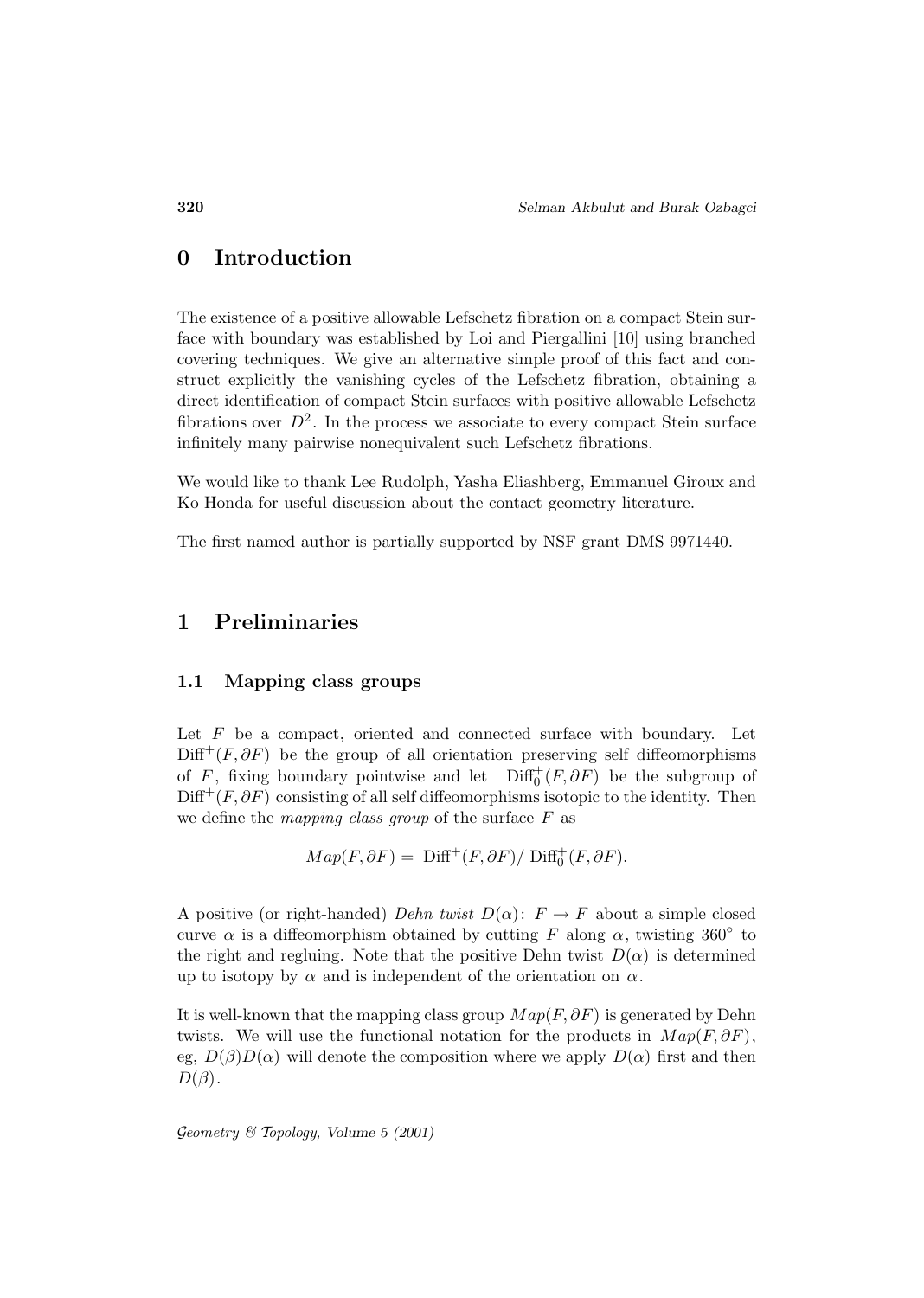# 0 Introduction

The existence of a positive allowable Lefschetz fibration on a compact Stein surface with boundary was established by Loi and Piergallini [10] using branched covering techniques. We give an alternative simple proof of this fact and construct explicitly the vanishing cycles of the Lefschetz fibration, obtaining a direct identification of compact Stein surfaces with positive allowable Lefschetz fibrations over $D^2$. In the process we associate to every compact Stein surface infinitely many pairwise nonequivalent such Lefschetz fibrations.

We would like to thank Lee Rudolph, Yasha Eliashberg, Emmanuel Giroux and Ko Honda for useful discussion about the contact geometry literature.

The first named author is partially supported by NSF grant DMS 9971440.

# 1 Preliminaries

## 1.1 Mapping class groups

Let $F$ be a compact, oriented and connected surface with boundary. Let $\mathrm{Diff}^+(F, \partial F)$ be the group of all orientation preserving self diffeomorphisms of $F$, fixing boundary pointwise and let $\mathrm{Diff}_0^+(F, \partial F)$ be the subgroup of $\mathrm{Diff}^+(F, \partial F)$ consisting of all self diffeomorphisms isotopic to the identity. Then we define the *mapping class group* of the surface $F$ as

$$Map(F, \partial F) = \mathrm{Diff}^+(F, \partial F) / \mathrm{Diff}_0^+(F, \partial F).$$

A positive (or right-handed) *Dehn twist* $D(\alpha)\colon F \to F$ about a simple closed curve $\alpha$ is a diffeomorphism obtained by cutting $F$ along $\alpha$, twisting $360^\circ$ to the right and regluing. Note that the positive Dehn twist $D(\alpha)$ is determined up to isotopy by $\alpha$ and is independent of the orientation on $\alpha$.

It is well-known that the mapping class group $Map(F, \partial F)$ is generated by Dehn twists. We will use the functional notation for the products in $Map(F, \partial F)$, eg, $D(\beta)D(\alpha)$ will denote the composition where we apply $D(\alpha)$ first and then $D(\beta)$.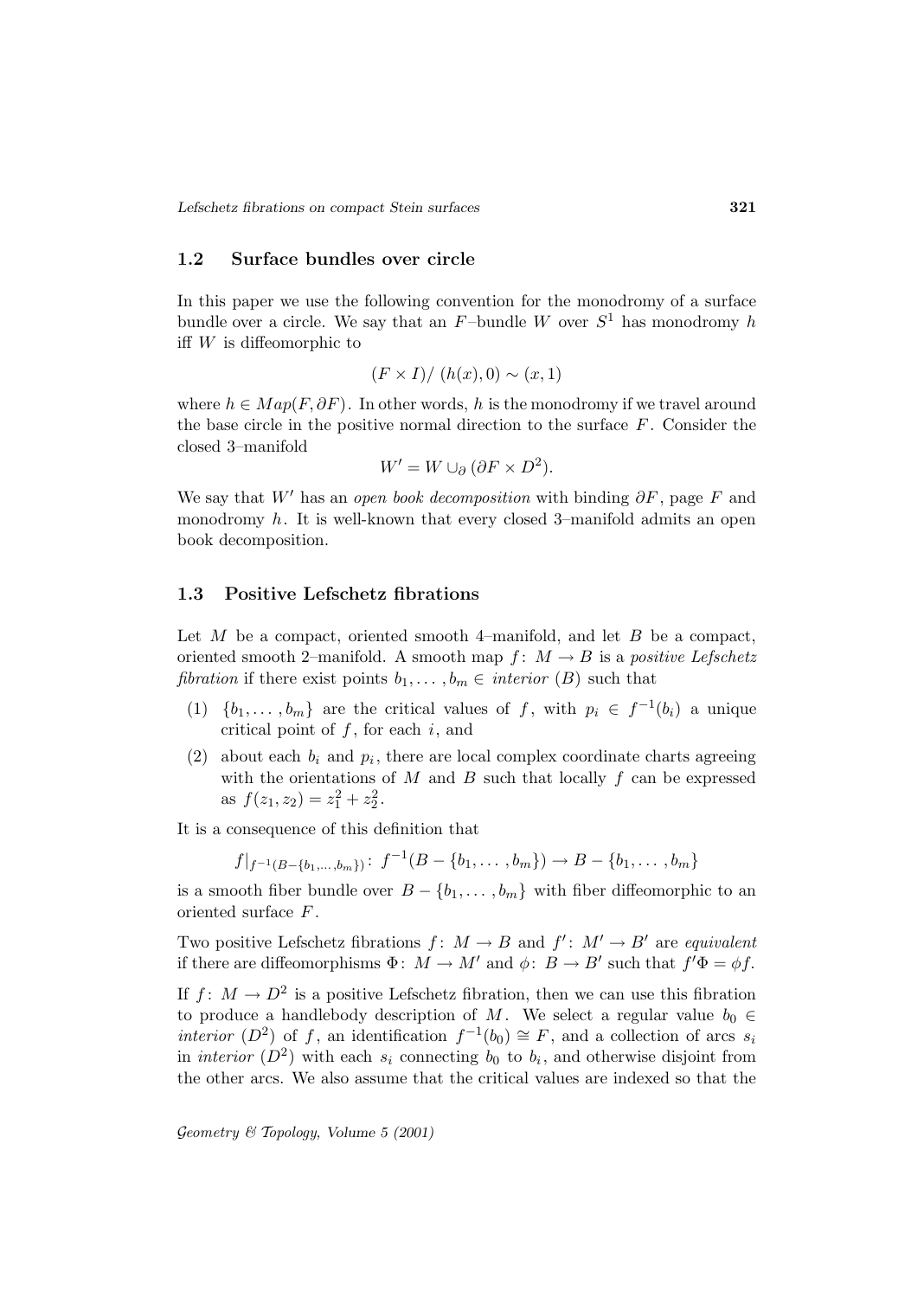### 1.2 Surface bundles over circle

In this paper we use the following convention for the monodromy of a surface bundle over a circle. We say that an $F$–bundle $W$ over $S^1$ has monodromy $h$ iff $W$ is diffeomorphic to

$$(F \times I)/\ (h(x), 0) \sim (x, 1)$$

where $h \in Map(F, \partial F)$. In other words, $h$ is the monodromy if we travel around the base circle in the positive normal direction to the surface $F$. Consider the closed 3–manifold

$$W' = W \cup_\partial (\partial F \times D^2).$$

We say that $W'$ has an *open book decomposition* with binding $\partial F$, page $F$ and monodromy $h$. It is well-known that every closed 3–manifold admits an open book decomposition.

### 1.3 Positive Lefschetz fibrations

Let $M$ be a compact, oriented smooth 4–manifold, and let $B$ be a compact, oriented smooth 2–manifold. A smooth map $f\colon M \to B$ is a *positive Lefschetz fibration* if there exist points $b_1, \ldots, b_m \in$ *interior* $(B)$ such that

1. $\{b_1, \ldots, b_m\}$ are the critical values of $f$, with $p_i \in f^{-1}(b_i)$ a unique critical point of $f$, for each $i$, and
2. about each $b_i$ and $p_i$, there are local complex coordinate charts agreeing with the orientations of $M$ and $B$ such that locally $f$ can be expressed as $f(z_1, z_2) = z_1^2 + z_2^2$.

It is a consequence of this definition that

$$f|_{f^{-1}(B-\{b_1,\ldots,b_m\})}\colon\ f^{-1}(B - \{b_1, \ldots, b_m\}) \to B - \{b_1, \ldots, b_m\}$$

is a smooth fiber bundle over $B - \{b_1, \ldots, b_m\}$ with fiber diffeomorphic to an oriented surface $F$.

Two positive Lefschetz fibrations $f\colon M \to B$ and $f'\colon M' \to B'$ are *equivalent* if there are diffeomorphisms $\Phi\colon M \to M'$ and $\phi\colon B \to B'$ such that $f'\Phi = \phi f$.

If $f\colon M \to D^2$ is a positive Lefschetz fibration, then we can use this fibration to produce a handlebody description of $M$. We select a regular value $b_0 \in$ *interior* $(D^2)$ of $f$, an identification $f^{-1}(b_0) \cong F$, and a collection of arcs $s_i$ in *interior* $(D^2)$ with each $s_i$ connecting $b_0$ to $b_i$, and otherwise disjoint from the other arcs. We also assume that the critical values are indexed so that the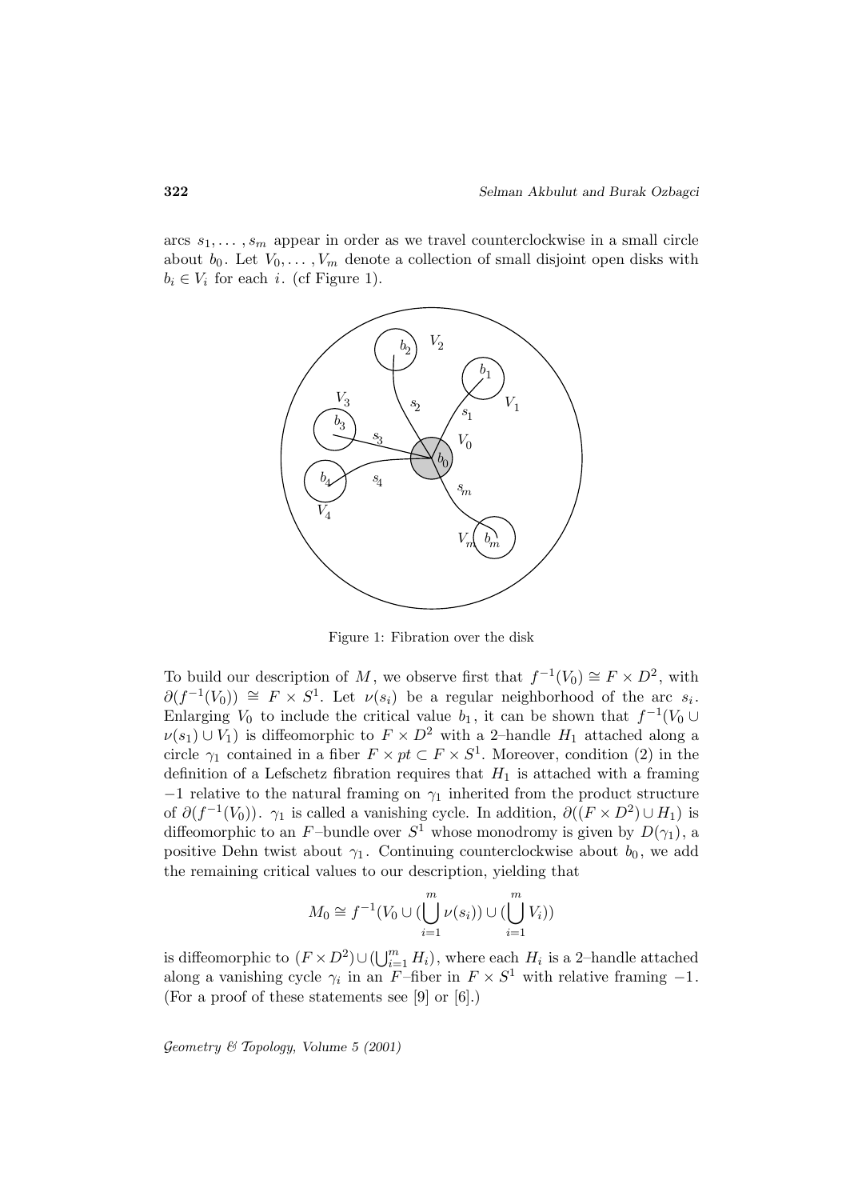arcs $s_1, \ldots, s_m$ appear in order as we travel counterclockwise in a small circle about $b_0$. Let $V_0, \ldots, V_m$ denote a collection of small disjoint open disks with $b_i \in V_i$ for each $i$. (cf Figure 1).

Figure 1: Fibration over the disk

To build our description of $M$, we observe first that $f^{-1}(V_0) \cong F \times D^2$, with $\partial(f^{-1}(V_0)) \cong F \times S^1$. Let $\nu(s_i)$ be a regular neighborhood of the arc $s_i$. Enlarging $V_0$ to include the critical value $b_1$, it can be shown that $f^{-1}(V_0 \cup \nu(s_1) \cup V_1)$ is diffeomorphic to $F \times D^2$ with a 2–handle $H_1$ attached along a circle $\gamma_1$ contained in a fiber $F \times pt \subset F \times S^1$. Moreover, condition (2) in the definition of a Lefschetz fibration requires that $H_1$ is attached with a framing $-1$ relative to the natural framing on $\gamma_1$ inherited from the product structure of $\partial(f^{-1}(V_0))$. $\gamma_1$ is called a vanishing cycle. In addition, $\partial((F \times D^2) \cup H_1)$ is diffeomorphic to an $F$–bundle over $S^1$ whose monodromy is given by $D(\gamma_1)$, a positive Dehn twist about $\gamma_1$. Continuing counterclockwise about $b_0$, we add the remaining critical values to our description, yielding that

$$M_0 \cong f^{-1}(V_0 \cup (\bigcup_{i=1}^{m} \nu(s_i)) \cup (\bigcup_{i=1}^{m} V_i))$$

is diffeomorphic to $(F \times D^2) \cup (\bigcup_{i=1}^{m} H_i)$, where each $H_i$ is a 2–handle attached along a vanishing cycle $\gamma_i$ in an $F$–fiber in $F \times S^1$ with relative framing $-1$. (For a proof of these statements see [9] or [6].)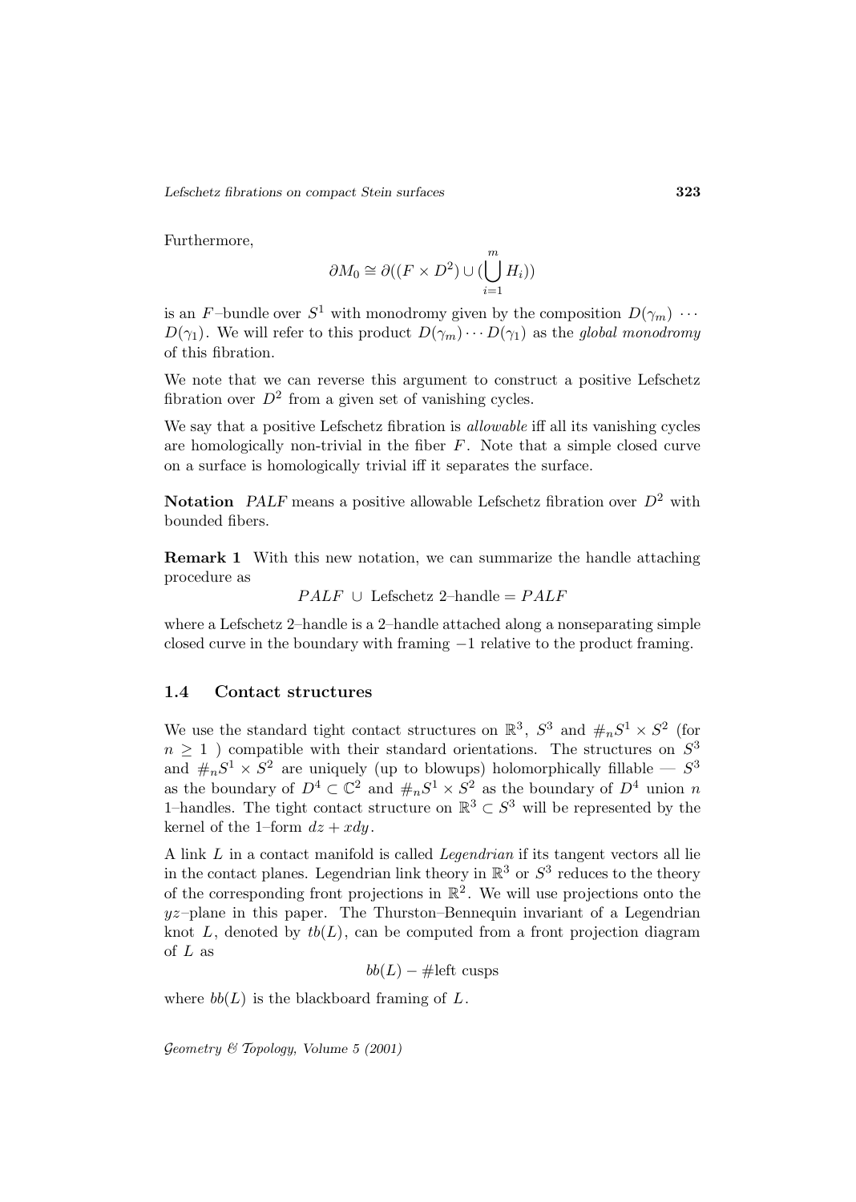Furthermore,

$$\partial M_0 \cong \partial((F \times D^2) \cup (\bigcup_{i=1}^{m} H_i))$$

is an $F$–bundle over $S^1$ with monodromy given by the composition $D(\gamma_m) \cdots D(\gamma_1)$. We will refer to this product $D(\gamma_m) \cdots D(\gamma_1)$ as the *global monodromy* of this fibration.

We note that we can reverse this argument to construct a positive Lefschetz fibration over $D^2$ from a given set of vanishing cycles.

We say that a positive Lefschetz fibration is *allowable* iff all its vanishing cycles are homologically non-trivial in the fiber $F$. Note that a simple closed curve on a surface is homologically trivial iff it separates the surface.

**Notation** *PALF* means a positive allowable Lefschetz fibration over $D^2$ with bounded fibers.

**Remark 1** With this new notation, we can summarize the handle attaching procedure as

$$PALF \ \cup \ \text{Lefschetz 2–handle} = PALF$$

where a Lefschetz 2–handle is a 2–handle attached along a nonseparating simple closed curve in the boundary with framing $-1$ relative to the product framing.

### 1.4 Contact structures

We use the standard tight contact structures on $\mathbb{R}^3$, $S^3$ and $\#_n S^1 \times S^2$ (for $n \geq 1$ ) compatible with their standard orientations. The structures on $S^3$ and $\#_n S^1 \times S^2$ are uniquely (up to blowups) holomorphically fillable — $S^3$ as the boundary of $D^4 \subset \mathbb{C}^2$ and $\#_n S^1 \times S^2$ as the boundary of $D^4$ union $n$ 1–handles. The tight contact structure on $\mathbb{R}^3 \subset S^3$ will be represented by the kernel of the 1–form $dz + xdy$.

A link $L$ in a contact manifold is called *Legendrian* if its tangent vectors all lie in the contact planes. Legendrian link theory in $\mathbb{R}^3$ or $S^3$ reduces to the theory of the corresponding front projections in $\mathbb{R}^2$. We will use projections onto the $yz$–plane in this paper. The Thurston–Bennequin invariant of a Legendrian knot $L$, denoted by $tb(L)$, can be computed from a front projection diagram of $L$ as

$$bb(L) - \#\text{left cusps}$$

where $bb(L)$ is the blackboard framing of $L$.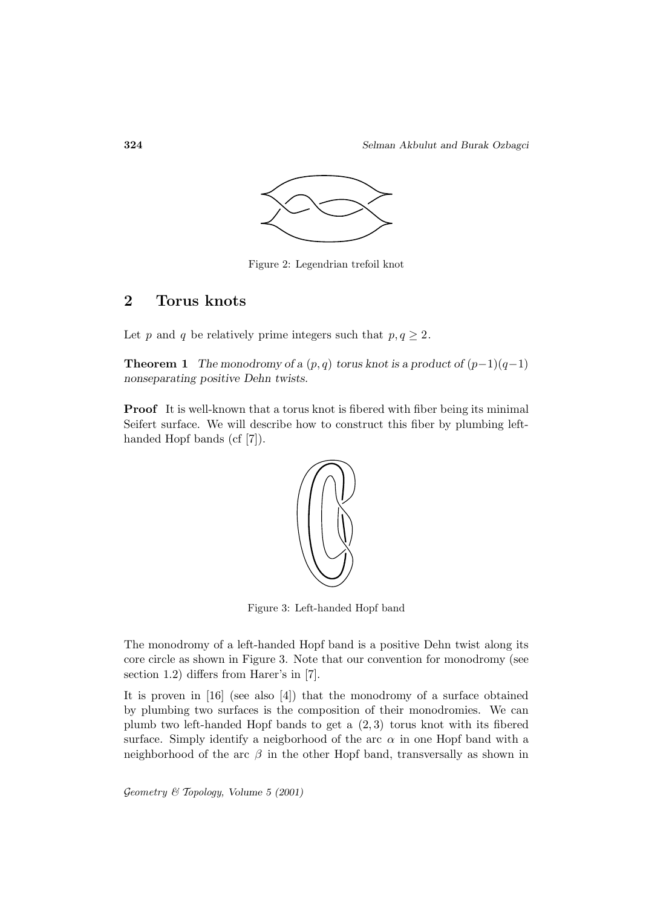Figure 2: Legendrian trefoil knot

## 2 Torus knots

Let $p$ and $q$ be relatively prime integers such that $p, q \geq 2$.

**Theorem 1** *The monodromy of a $(p, q)$ torus knot is a product of $(p-1)(q-1)$ nonseparating positive Dehn twists.*

**Proof** It is well-known that a torus knot is fibered with fiber being its minimal Seifert surface. We will describe how to construct this fiber by plumbing left-handed Hopf bands (cf [7]).

Figure 3: Left-handed Hopf band

The monodromy of a left-handed Hopf band is a positive Dehn twist along its core circle as shown in Figure 3. Note that our convention for monodromy (see section 1.2) differs from Harer's in [7].

It is proven in [16] (see also [4]) that the monodromy of a surface obtained by plumbing two surfaces is the composition of their monodromies. We can plumb two left-handed Hopf bands to get a $(2, 3)$ torus knot with its fibered surface. Simply identify a neigborhood of the arc $\alpha$ in one Hopf band with a neighborhood of the arc $\beta$ in the other Hopf band, transversally as shown in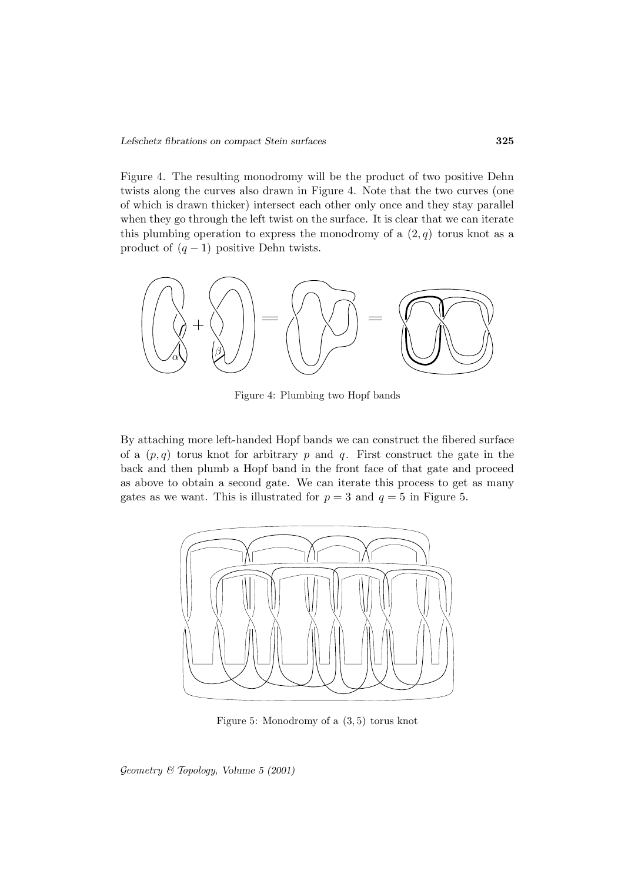Figure 4. The resulting monodromy will be the product of two positive Dehn twists along the curves also drawn in Figure 4. Note that the two curves (one of which is drawn thicker) intersect each other only once and they stay parallel when they go through the left twist on the surface. It is clear that we can iterate this plumbing operation to express the monodromy of a $(2, q)$ torus knot as a product of $(q-1)$ positive Dehn twists.

Figure 4: Plumbing two Hopf bands

By attaching more left-handed Hopf bands we can construct the fibered surface of a $(p, q)$ torus knot for arbitrary $p$ and $q$. First construct the gate in the back and then plumb a Hopf band in the front face of that gate and proceed as above to obtain a second gate. We can iterate this process to get as many gates as we want. This is illustrated for $p = 3$ and $q = 5$ in Figure 5.

Figure 5: Monodromy of a $(3, 5)$ torus knot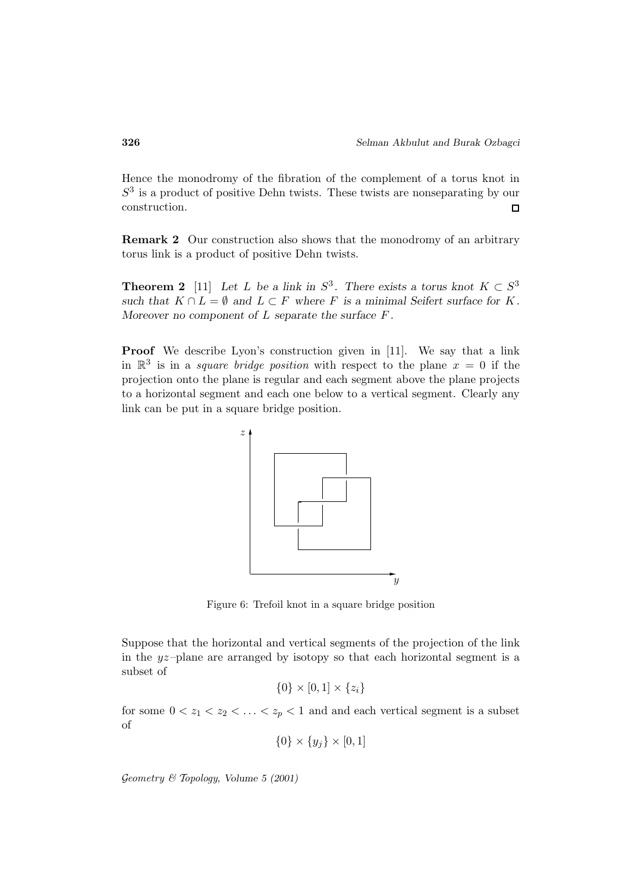Hence the monodromy of the fibration of the complement of a torus knot in $S^3$ is a product of positive Dehn twists. These twists are nonseparating by our construction. □

**Remark 2** Our construction also shows that the monodromy of an arbitrary torus link is a product of positive Dehn twists.

**Theorem 2** [11] *Let $L$ be a link in $S^3$. There exists a torus knot $K \subset S^3$ such that $K \cap L = \emptyset$ and $L \subset F$ where $F$ is a minimal Seifert surface for $K$. Moreover no component of $L$ separate the surface $F$.*

**Proof** We describe Lyon's construction given in [11]. We say that a link in $\mathbb{R}^3$ is in a *square bridge position* with respect to the plane $x = 0$ if the projection onto the plane is regular and each segment above the plane projects to a horizontal segment and each one below to a vertical segment. Clearly any link can be put in a square bridge position.

Figure 6: Trefoil knot in a square bridge position

Suppose that the horizontal and vertical segments of the projection of the link in the $yz$–plane are arranged by isotopy so that each horizontal segment is a subset of

$$\{0\} \times [0, 1] \times \{z_i\}$$

for some $0 < z_1 < z_2 < \ldots < z_p < 1$ and and each vertical segment is a subset of

$$\{0\} \times \{y_j\} \times [0, 1]$$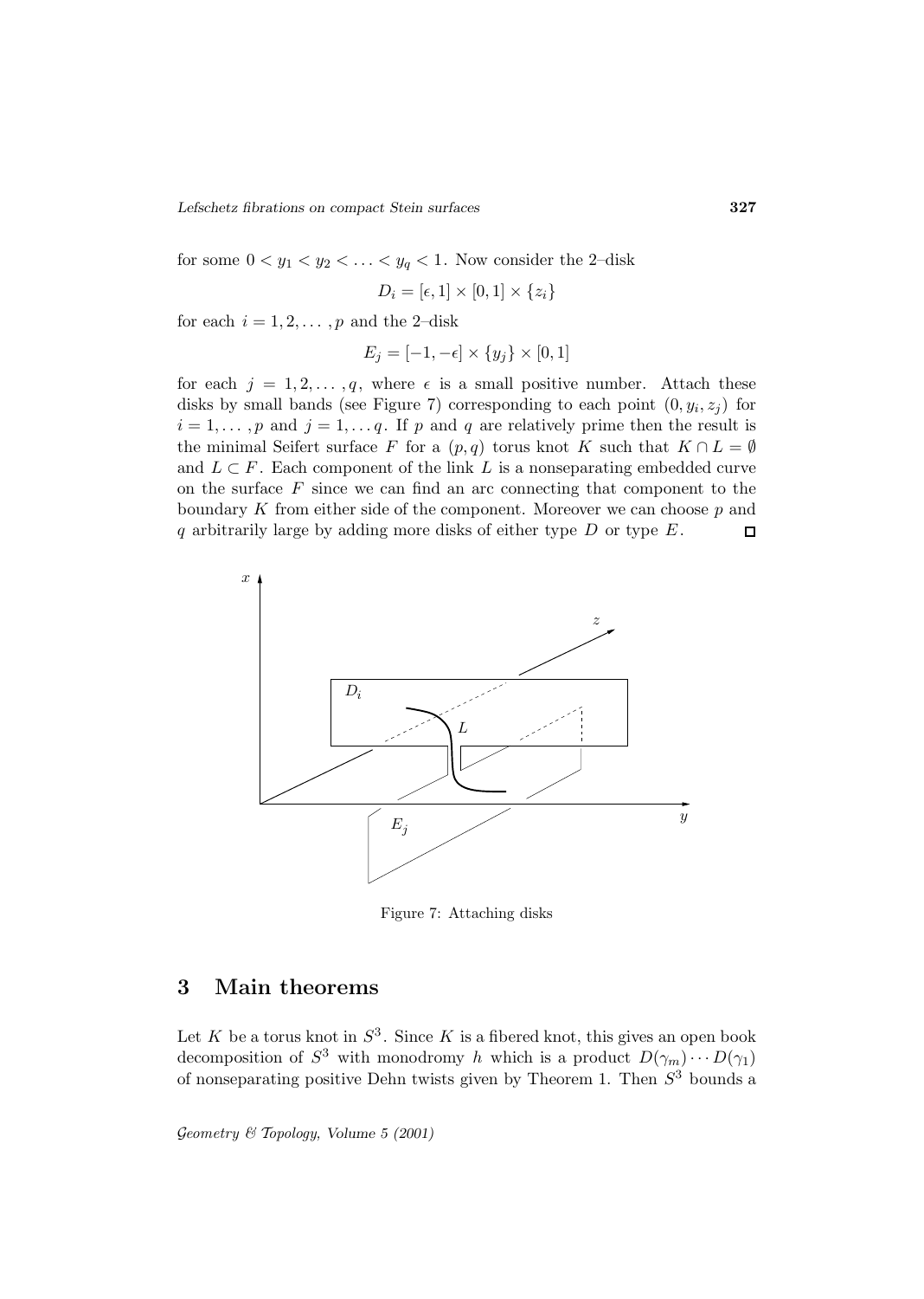for some $0 < y_1 < y_2 < \ldots < y_q < 1$. Now consider the 2–disk

$$D_i = [\epsilon, 1] \times [0, 1] \times \{z_i\}$$

for each $i = 1, 2, \ldots, p$ and the 2–disk

$$E_j = [-1, -\epsilon] \times \{y_j\} \times [0, 1]$$

for each $j = 1, 2, \ldots, q$, where $\epsilon$ is a small positive number. Attach these disks by small bands (see Figure 7) corresponding to each point $(0, y_i, z_j)$ for $i = 1, \ldots, p$ and $j = 1, \ldots q$. If $p$ and $q$ are relatively prime then the result is the minimal Seifert surface $F$ for a $(p, q)$ torus knot $K$ such that $K \cap L = \emptyset$ and $L \subset F$. Each component of the link $L$ is a nonseparating embedded curve on the surface $F$ since we can find an arc connecting that component to the boundary $K$ from either side of the component. Moreover we can choose $p$ and $q$ arbitrarily large by adding more disks of either type $D$ or type $E$. □

Figure 7: Attaching disks

## 3 Main theorems

Let $K$ be a torus knot in $S^3$. Since $K$ is a fibered knot, this gives an open book decomposition of $S^3$ with monodromy $h$ which is a product $D(\gamma_m) \cdots D(\gamma_1)$ of nonseparating positive Dehn twists given by Theorem 1. Then $S^3$ bounds a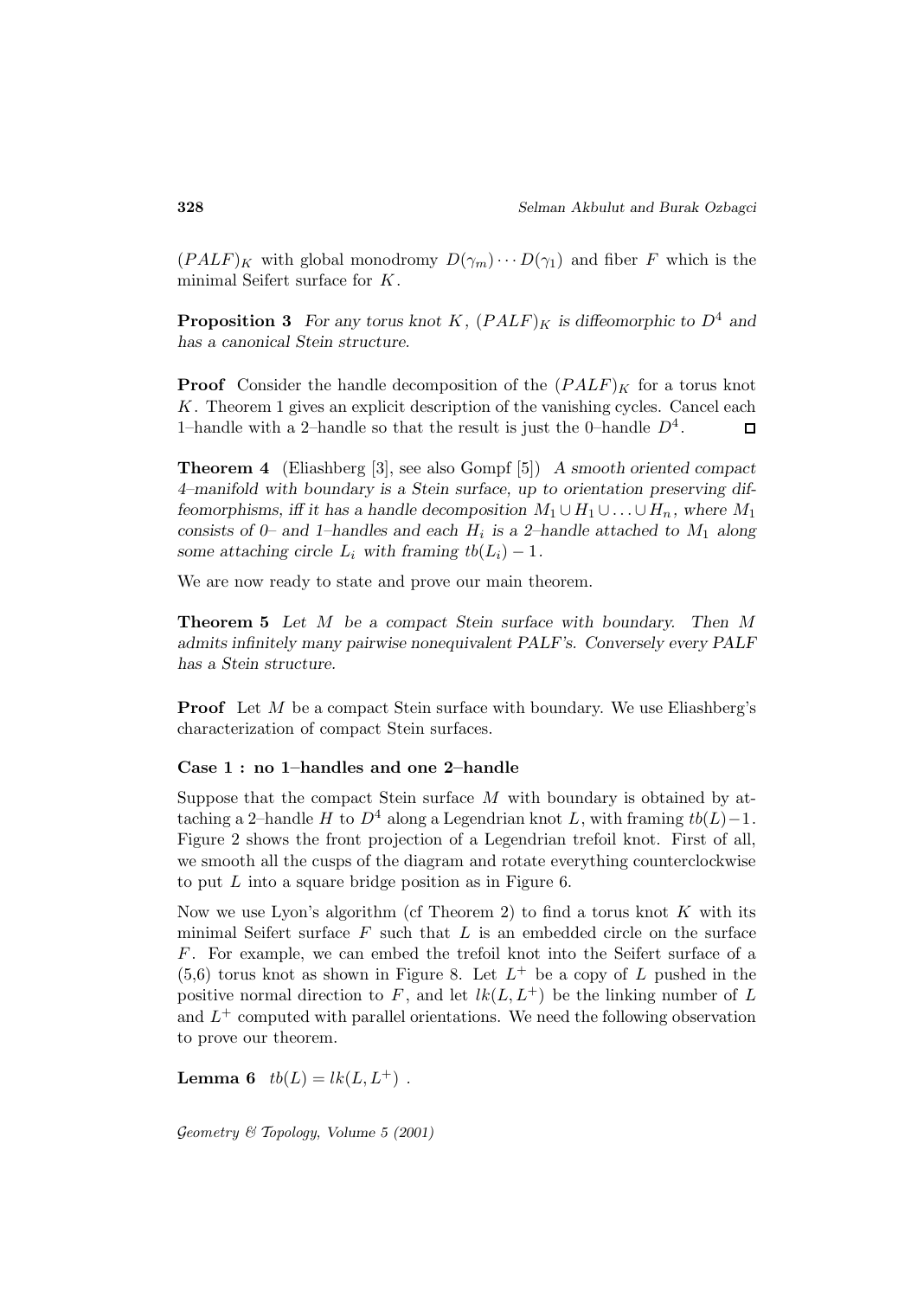$(PALF)_K$ with global monodromy $D(\gamma_m) \cdots D(\gamma_1)$ and fiber $F$ which is the minimal Seifert surface for $K$.

**Proposition 3** *For any torus knot $K$, $(PALF)_K$ is diffeomorphic to $D^4$ and has a canonical Stein structure.*

**Proof** Consider the handle decomposition of the $(PALF)_K$ for a torus knot $K$. Theorem 1 gives an explicit description of the vanishing cycles. Cancel each 1–handle with a 2–handle so that the result is just the 0–handle $D^4$. □

**Theorem 4** (Eliashberg [3], see also Gompf [5]) *A smooth oriented compact 4–manifold with boundary is a Stein surface, up to orientation preserving diffeomorphisms, iff it has a handle decomposition $M_1 \cup H_1 \cup \ldots \cup H_n$, where $M_1$ consists of 0– and 1–handles and each $H_i$ is a 2–handle attached to $M_1$ along some attaching circle $L_i$ with framing $tb(L_i) - 1$.*

We are now ready to state and prove our main theorem.

**Theorem 5** *Let $M$ be a compact Stein surface with boundary. Then $M$ admits infinitely many pairwise nonequivalent PALF's. Conversely every PALF has a Stein structure.*

**Proof** Let $M$ be a compact Stein surface with boundary. We use Eliashberg's characterization of compact Stein surfaces.

**Case 1 : no 1–handles and one 2–handle**

Suppose that the compact Stein surface $M$ with boundary is obtained by attaching a 2–handle $H$ to $D^4$ along a Legendrian knot $L$, with framing $tb(L)-1$. Figure 2 shows the front projection of a Legendrian trefoil knot. First of all, we smooth all the cusps of the diagram and rotate everything counterclockwise to put $L$ into a square bridge position as in Figure 6.

Now we use Lyon's algorithm (cf Theorem 2) to find a torus knot $K$ with its minimal Seifert surface $F$ such that $L$ is an embedded circle on the surface $F$. For example, we can embed the trefoil knot into the Seifert surface of a (5,6) torus knot as shown in Figure 8. Let $L^+$ be a copy of $L$ pushed in the positive normal direction to $F$, and let $lk(L, L^+)$ be the linking number of $L$ and $L^+$ computed with parallel orientations. We need the following observation to prove our theorem.

**Lemma 6** $tb(L) = lk(L, L^+)$ .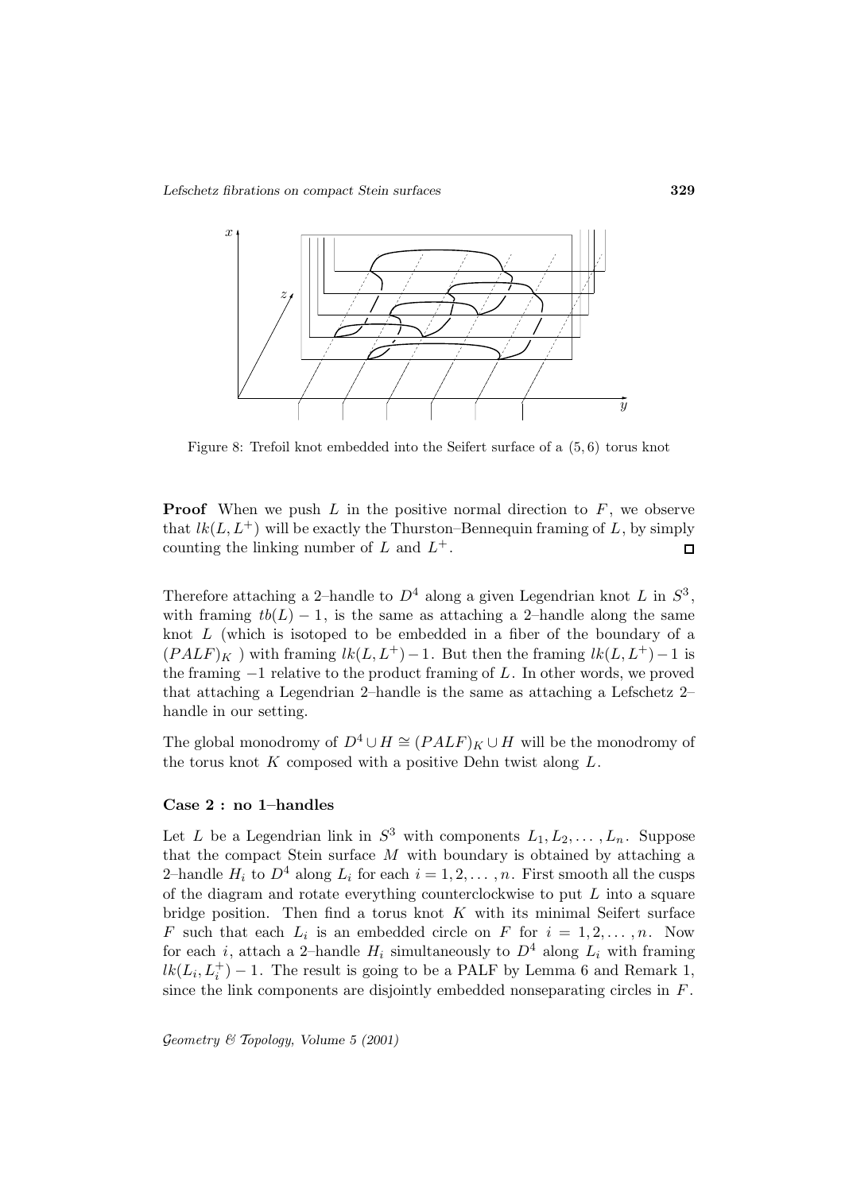Figure 8: Trefoil knot embedded into the Seifert surface of a $(5,6)$ torus knot

**Proof** When we push $L$ in the positive normal direction to $F$, we observe that $lk(L, L^+)$ will be exactly the Thurston–Bennequin framing of $L$, by simply counting the linking number of $L$ and $L^+$. □

Therefore attaching a 2–handle to $D^4$ along a given Legendrian knot $L$ in $S^3$, with framing $tb(L) - 1$, is the same as attaching a 2–handle along the same knot $L$ (which is isotoped to be embedded in a fiber of the boundary of a $(PALF)_K$ ) with framing $lk(L, L^+) - 1$. But then the framing $lk(L, L^+) - 1$ is the framing $-1$ relative to the product framing of $L$. In other words, we proved that attaching a Legendrian 2–handle is the same as attaching a Lefschetz 2–handle in our setting.

The global monodromy of $D^4 \cup H \cong (PALF)_K \cup H$ will be the monodromy of the torus knot $K$ composed with a positive Dehn twist along $L$.

### Case 2 : no 1–handles

Let $L$ be a Legendrian link in $S^3$ with components $L_1, L_2, \ldots, L_n$. Suppose that the compact Stein surface $M$ with boundary is obtained by attaching a 2–handle $H_i$ to $D^4$ along $L_i$ for each $i = 1, 2, \ldots, n$. First smooth all the cusps of the diagram and rotate everything counterclockwise to put $L$ into a square bridge position. Then find a torus knot $K$ with its minimal Seifert surface $F$ such that each $L_i$ is an embedded circle on $F$ for $i = 1, 2, \ldots, n$. Now for each $i$, attach a 2–handle $H_i$ simultaneously to $D^4$ along $L_i$ with framing $lk(L_i, L_i^+) - 1$. The result is going to be a PALF by Lemma 6 and Remark 1, since the link components are disjointly embedded nonseparating circles in $F$.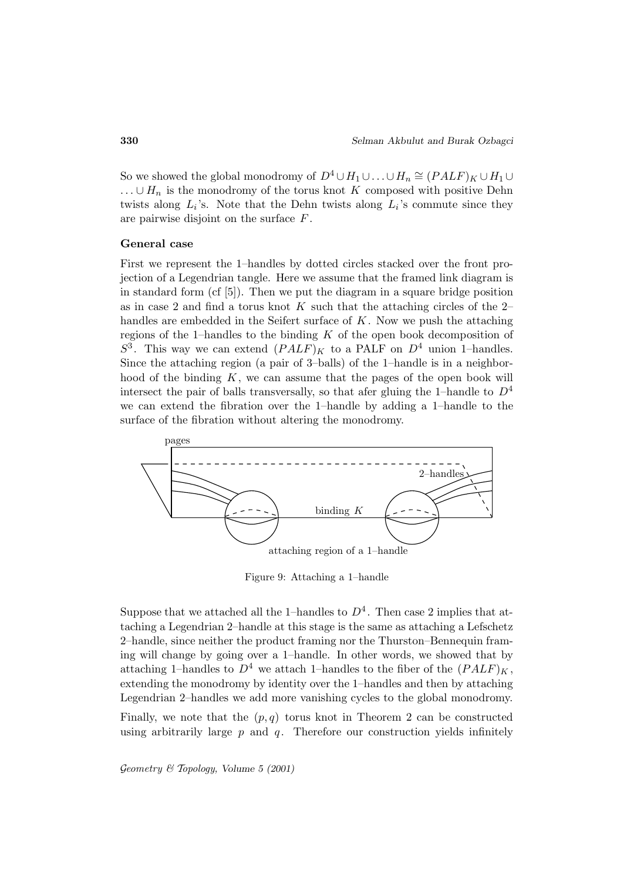So we showed the global monodromy of $D^4 \cup H_1 \cup \ldots \cup H_n \cong (PALF)_K \cup H_1 \cup \ldots \cup H_n$ is the monodromy of the torus knot $K$ composed with positive Dehn twists along $L_i$'s. Note that the Dehn twists along $L_i$'s commute since they are pairwise disjoint on the surface $F$.

**General case**

First we represent the 1–handles by dotted circles stacked over the front projection of a Legendrian tangle. Here we assume that the framed link diagram is in standard form (cf [5]). Then we put the diagram in a square bridge position as in case 2 and find a torus knot $K$ such that the attaching circles of the 2–handles are embedded in the Seifert surface of $K$. Now we push the attaching regions of the 1–handles to the binding $K$ of the open book decomposition of $S^3$. This way we can extend $(PALF)_K$ to a PALF on $D^4$ union 1–handles. Since the attaching region (a pair of 3–balls) of the 1–handle is in a neighborhood of the binding $K$, we can assume that the pages of the open book will intersect the pair of balls transversally, so that afer gluing the 1–handle to $D^4$ we can extend the fibration over the 1–handle by adding a 1–handle to the surface of the fibration without altering the monodromy.

Figure 9: Attaching a 1–handle

Suppose that we attached all the 1–handles to $D^4$. Then case 2 implies that attaching a Legendrian 2–handle at this stage is the same as attaching a Lefschetz 2–handle, since neither the product framing nor the Thurston–Bennequin framing will change by going over a 1–handle. In other words, we showed that by attaching 1–handles to $D^4$ we attach 1–handles to the fiber of the $(PALF)_K$, extending the monodromy by identity over the 1–handles and then by attaching Legendrian 2–handles we add more vanishing cycles to the global monodromy.

Finally, we note that the $(p, q)$ torus knot in Theorem 2 can be constructed using arbitrarily large $p$ and $q$. Therefore our construction yields infinitely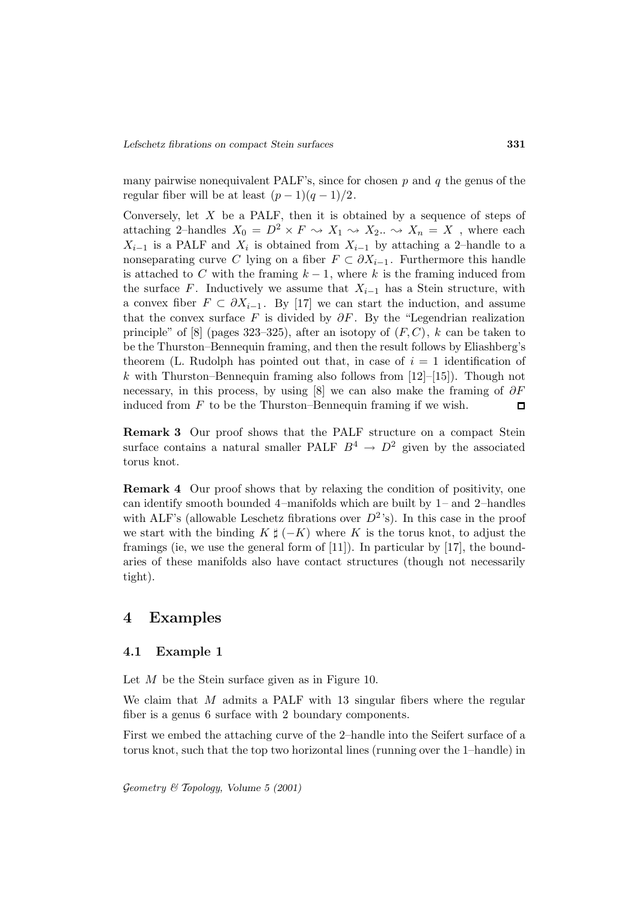many pairwise nonequivalent PALF's, since for chosen $p$ and $q$ the genus of the regular fiber will be at least $(p-1)(q-1)/2$.

Conversely, let $X$ be a PALF, then it is obtained by a sequence of steps of attaching 2–handles $X_0 = D^2 \times F \rightsquigarrow X_1 \rightsquigarrow X_2 .. \rightsquigarrow X_n = X$ , where each $X_{i-1}$ is a PALF and $X_i$ is obtained from $X_{i-1}$ by attaching a 2–handle to a nonseparating curve $C$ lying on a fiber $F \subset \partial X_{i-1}$. Furthermore this handle is attached to $C$ with the framing $k-1$, where $k$ is the framing induced from the surface $F$. Inductively we assume that $X_{i-1}$ has a Stein structure, with a convex fiber $F \subset \partial X_{i-1}$. By [17] we can start the induction, and assume that the convex surface $F$ is divided by $\partial F$. By the "Legendrian realization principle" of [8] (pages 323–325), after an isotopy of $(F, C)$, $k$ can be taken to be the Thurston–Bennequin framing, and then the result follows by Eliashberg's theorem (L. Rudolph has pointed out that, in case of $i = 1$ identification of $k$ with Thurston–Bennequin framing also follows from [12]–[15]). Though not necessary, in this process, by using [8] we can also make the framing of $\partial F$ induced from $F$ to be the Thurston–Bennequin framing if we wish. □

**Remark 3** Our proof shows that the PALF structure on a compact Stein surface contains a natural smaller PALF $B^4 \to D^2$ given by the associated torus knot.

**Remark 4** Our proof shows that by relaxing the condition of positivity, one can identify smooth bounded 4–manifolds which are built by 1– and 2–handles with ALF's (allowable Leschetz fibrations over $D^2$'s). In this case in the proof we start with the binding $K \natural (-K)$ where $K$ is the torus knot, to adjust the framings (ie, we use the general form of [11]). In particular by [17], the boundaries of these manifolds also have contact structures (though not necessarily tight).

## 4 Examples

### 4.1 Example 1

Let $M$ be the Stein surface given as in Figure 10.

We claim that $M$ admits a PALF with 13 singular fibers where the regular fiber is a genus 6 surface with 2 boundary components.

First we embed the attaching curve of the 2–handle into the Seifert surface of a torus knot, such that the top two horizontal lines (running over the 1–handle) in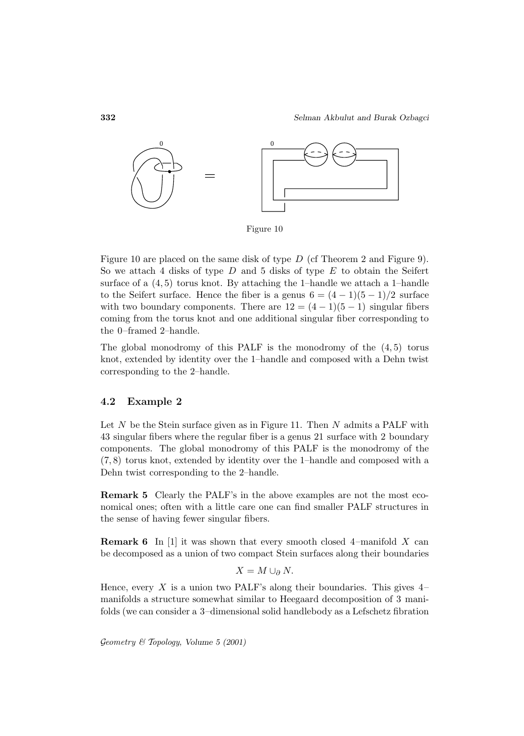Figure 10

Figure 10 are placed on the same disk of type $D$ (cf Theorem 2 and Figure 9). So we attach 4 disks of type $D$ and 5 disks of type $E$ to obtain the Seifert surface of a $(4,5)$ torus knot. By attaching the 1–handle we attach a 1–handle to the Seifert surface. Hence the fiber is a genus $6 = (4-1)(5-1)/2$ surface with two boundary components. There are $12 = (4-1)(5-1)$ singular fibers coming from the torus knot and one additional singular fiber corresponding to the 0–framed 2–handle.

The global monodromy of this PALF is the monodromy of the $(4,5)$ torus knot, extended by identity over the 1–handle and composed with a Dehn twist corresponding to the 2–handle.

## 4.2 Example 2

Let $N$ be the Stein surface given as in Figure 11. Then $N$ admits a PALF with 43 singular fibers where the regular fiber is a genus 21 surface with 2 boundary components. The global monodromy of this PALF is the monodromy of the $(7,8)$ torus knot, extended by identity over the 1–handle and composed with a Dehn twist corresponding to the 2–handle.

**Remark 5** Clearly the PALF's in the above examples are not the most economical ones; often with a little care one can find smaller PALF structures in the sense of having fewer singular fibers.

**Remark 6** In [1] it was shown that every smooth closed 4–manifold $X$ can be decomposed as a union of two compact Stein surfaces along their boundaries

$$X = M \cup_\partial N.$$

Hence, every $X$ is a union two PALF's along their boundaries. This gives 4–manifolds a structure somewhat similar to Heegaard decomposition of 3 manifolds (we can consider a 3–dimensional solid handlebody as a Lefschetz fibration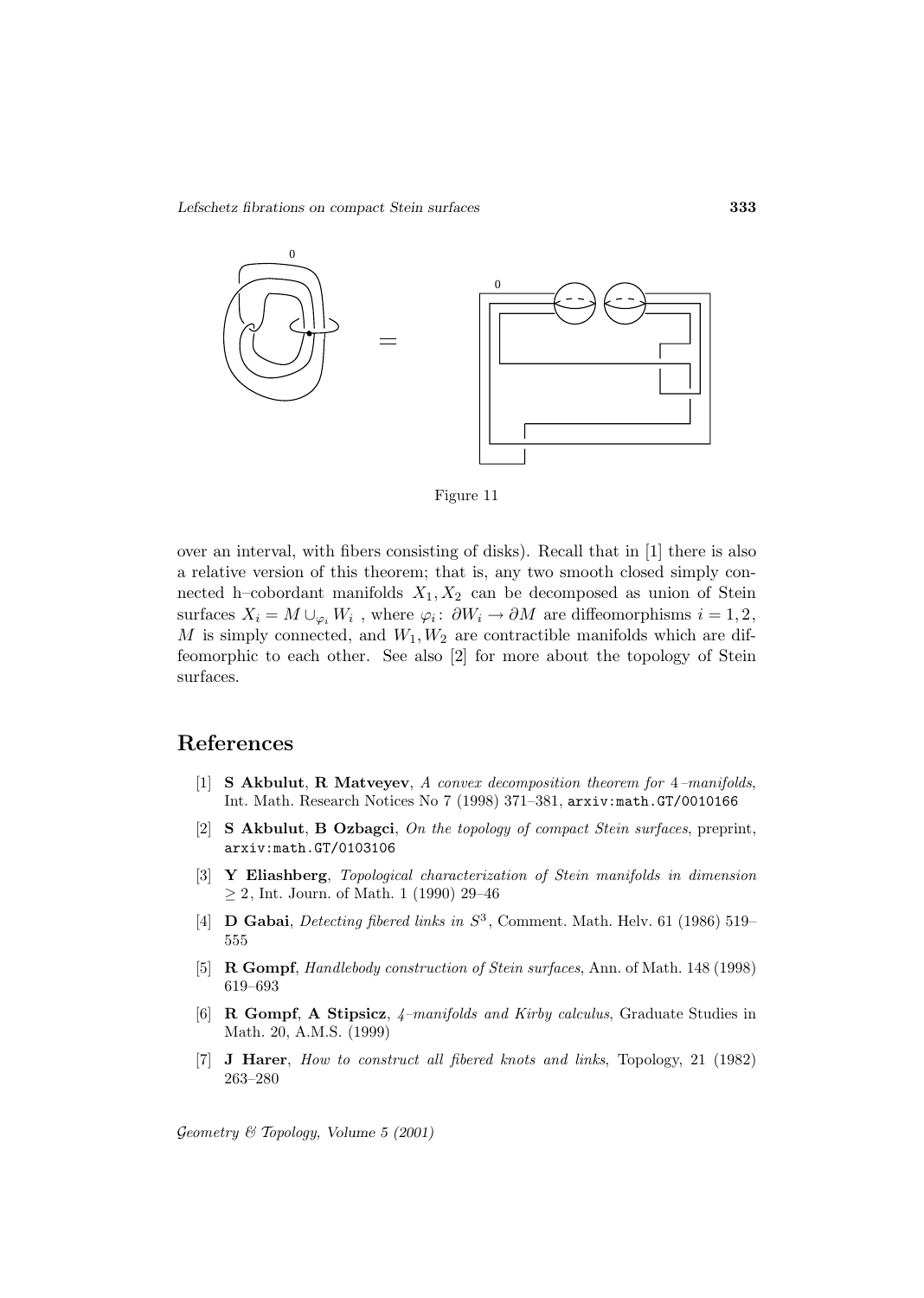Figure 11

over an interval, with fibers consisting of disks). Recall that in [1] there is also a relative version of this theorem; that is, any two smooth closed simply connected h–cobordant manifolds $X_1, X_2$ can be decomposed as union of Stein surfaces $X_i = M \cup_{\varphi_i} W_i$ , where $\varphi_i \colon \partial W_i \to \partial M$ are diffeomorphisms $i = 1, 2$, $M$ is simply connected, and $W_1, W_2$ are contractible manifolds which are diffeomorphic to each other. See also [2] for more about the topology of Stein surfaces.

## References

[1] **S Akbulut**, **R Matveyev**, *A convex decomposition theorem for 4–manifolds*, Int. Math. Research Notices No 7 (1998) 371–381, arxiv:math.GT/0010166

[2] **S Akbulut**, **B Ozbagci**, *On the topology of compact Stein surfaces*, preprint, arxiv:math.GT/0103106

[3] **Y Eliashberg**, *Topological characterization of Stein manifolds in dimension* $\geq 2$, Int. Journ. of Math. 1 (1990) 29–46

[4] **D Gabai**, *Detecting fibered links in* $S^3$, Comment. Math. Helv. 61 (1986) 519–555

[5] **R Gompf**, *Handlebody construction of Stein surfaces*, Ann. of Math. 148 (1998) 619–693

[6] **R Gompf**, **A Stipsicz**, *4–manifolds and Kirby calculus*, Graduate Studies in Math. 20, A.M.S. (1999)

[7] **J Harer**, *How to construct all fibered knots and links*, Topology, 21 (1982) 263–280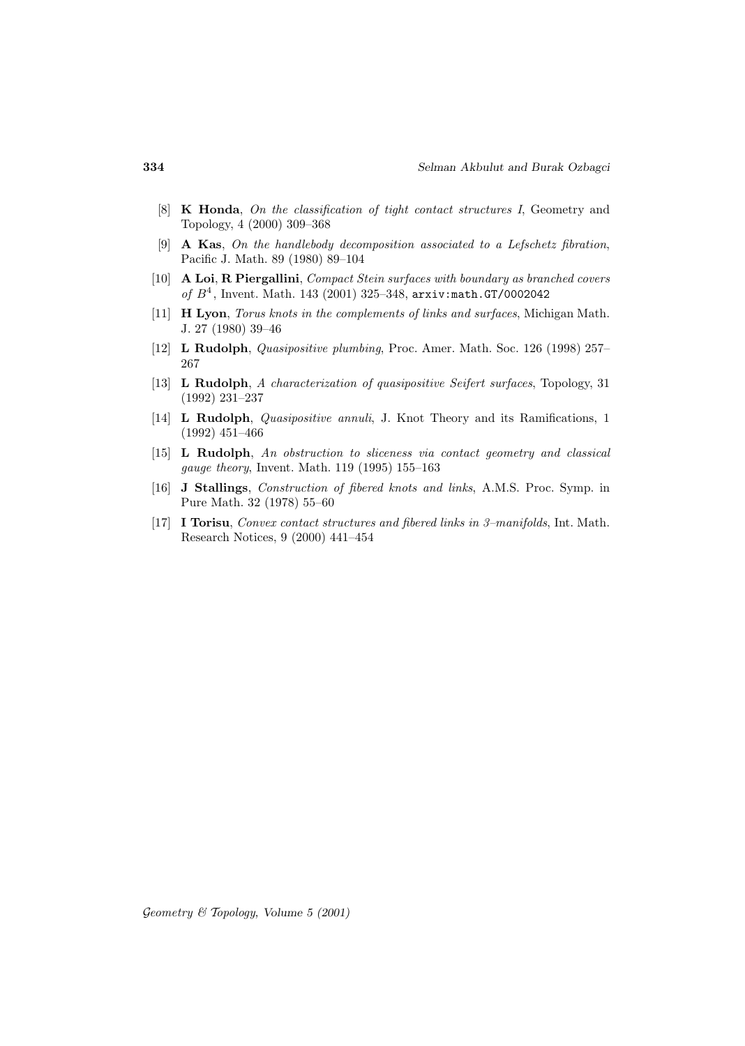[8] **K Honda**, *On the classification of tight contact structures I*, Geometry and Topology, 4 (2000) 309–368

[9] **A Kas**, *On the handlebody decomposition associated to a Lefschetz fibration*, Pacific J. Math. 89 (1980) 89–104

[10] **A Loi**, **R Piergallini**, *Compact Stein surfaces with boundary as branched covers of $B^4$*, Invent. Math. 143 (2001) 325–348, `arxiv:math.GT/0002042`

[11] **H Lyon**, *Torus knots in the complements of links and surfaces*, Michigan Math. J. 27 (1980) 39–46

[12] **L Rudolph**, *Quasipositive plumbing*, Proc. Amer. Math. Soc. 126 (1998) 257–267

[13] **L Rudolph**, *A characterization of quasipositive Seifert surfaces*, Topology, 31 (1992) 231–237

[14] **L Rudolph**, *Quasipositive annuli*, J. Knot Theory and its Ramifications, 1 (1992) 451–466

[15] **L Rudolph**, *An obstruction to sliceness via contact geometry and classical gauge theory*, Invent. Math. 119 (1995) 155–163

[16] **J Stallings**, *Construction of fibered knots and links*, A.M.S. Proc. Symp. in Pure Math. 32 (1978) 55–60

[17] **I Torisu**, *Convex contact structures and fibered links in 3–manifolds*, Int. Math. Research Notices, 9 (2000) 441–454